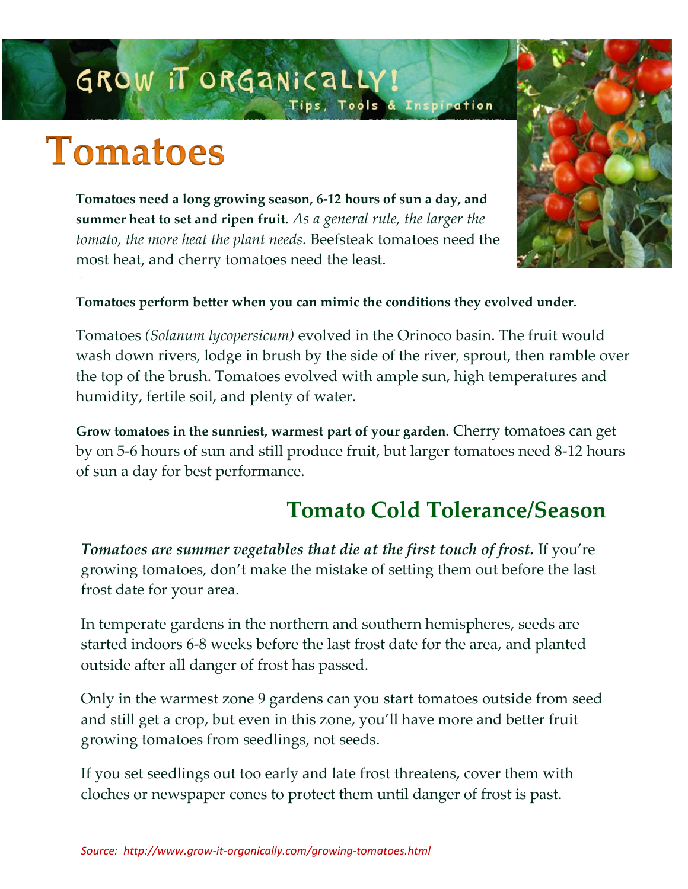GROW iT ORGANiCaLLY!

Tips, Tools & Inspiration

# Tomatoes

**Tomatoes need a long growing season, 6-12 hours of sun a day, and summer heat to set and ripen fruit.** *As a general rule, the larger the tomato, the more heat the plant needs.* Beefsteak tomatoes need the most heat, and cherry tomatoes need the least.

**Tomatoes perform better when you can mimic the conditions they evolved under.**

Tomatoes *(Solanum lycopersicum)* evolved in the Orinoco basin. The fruit would wash down rivers, lodge in brush by the side of the river, sprout, then ramble over the top of the brush. Tomatoes evolved with ample sun, high temperatures and humidity, fertile soil, and plenty of water.

**Grow tomatoes in the sunniest, warmest part of your garden.** Cherry tomatoes can get by on 5-6 hours of sun and still produce fruit, but larger tomatoes need 8-12 hours of sun a day for best performance.

## Tomato Cold Tolerance/Season

***Tomatoes are summer vegetables that die at the first touch of frost.*** If you're growing tomatoes, don't make the mistake of setting them out before the last frost date for your area.

In temperate gardens in the northern and southern hemispheres, seeds are started indoors 6-8 weeks before the last frost date for the area, and planted outside after all danger of frost has passed.

Only in the warmest zone 9 gardens can you start tomatoes outside from seed and still get a crop, but even in this zone, you'll have more and better fruit growing tomatoes from seedlings, not seeds.

If you set seedlings out too early and late frost threatens, cover them with cloches or newspaper cones to protect them until danger of frost is past.

*Source: http://www.grow-it-organically.com/growing-tomatoes.html*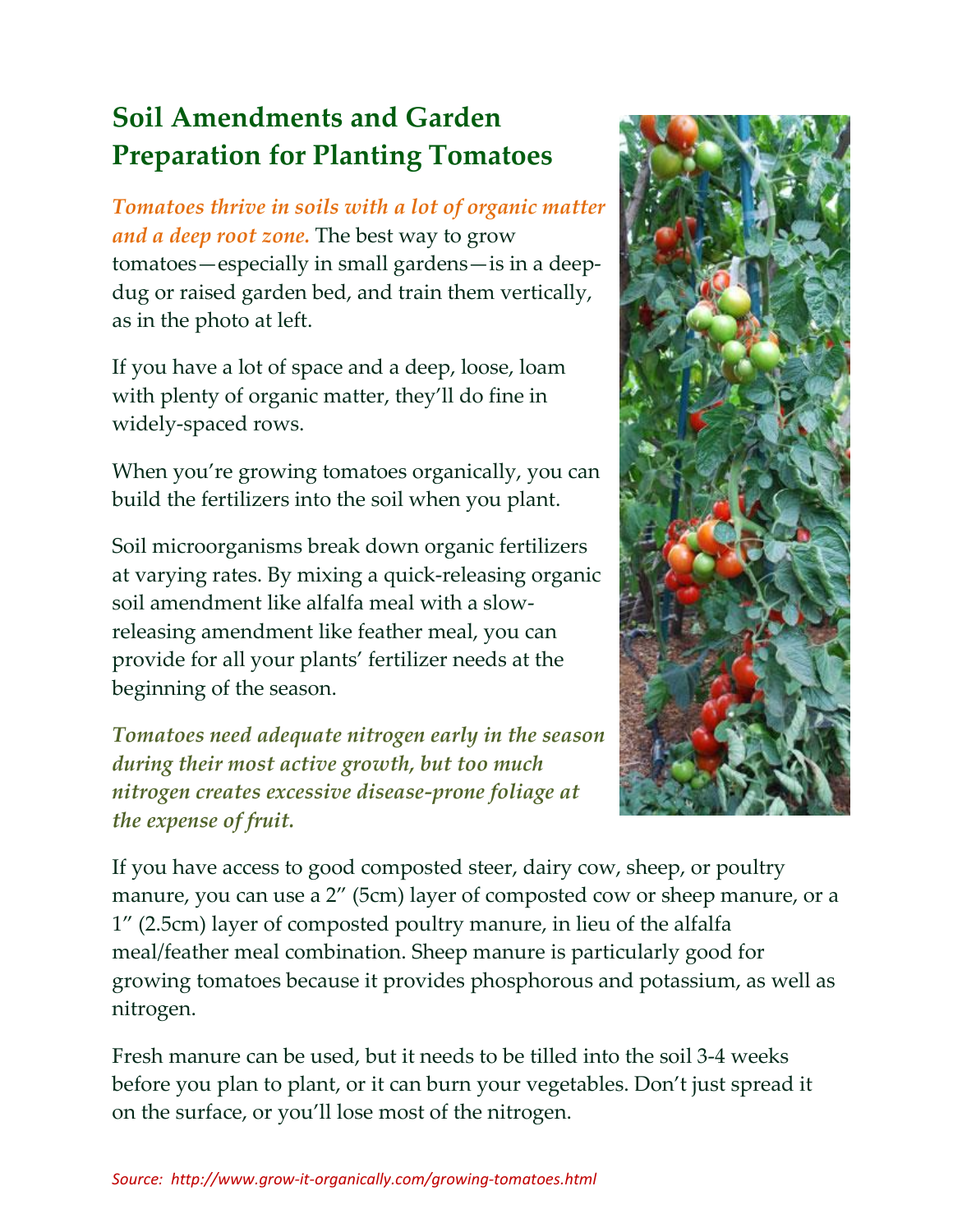## Soil Amendments and Garden Preparation for Planting Tomatoes

***Tomatoes thrive in soils with a lot of organic matter and a deep root zone.*** The best way to grow tomatoes—especially in small gardens—is in a deep-dug or raised garden bed, and train them vertically, as in the photo at left.

If you have a lot of space and a deep, loose, loam with plenty of organic matter, they'll do fine in widely-spaced rows.

When you're growing tomatoes organically, you can build the fertilizers into the soil when you plant.

Soil microorganisms break down organic fertilizers at varying rates. By mixing a quick-releasing organic soil amendment like alfalfa meal with a slow-releasing amendment like feather meal, you can provide for all your plants' fertilizer needs at the beginning of the season.

***Tomatoes need adequate nitrogen early in the season during their most active growth, but too much nitrogen creates excessive disease-prone foliage at the expense of fruit.***

If you have access to good composted steer, dairy cow, sheep, or poultry manure, you can use a 2" (5cm) layer of composted cow or sheep manure, or a 1" (2.5cm) layer of composted poultry manure, in lieu of the alfalfa meal/feather meal combination. Sheep manure is particularly good for growing tomatoes because it provides phosphorous and potassium, as well as nitrogen.

Fresh manure can be used, but it needs to be tilled into the soil 3-4 weeks before you plan to plant, or it can burn your vegetables. Don't just spread it on the surface, or you'll lose most of the nitrogen.

*Source: http://www.grow-it-organically.com/growing-tomatoes.html*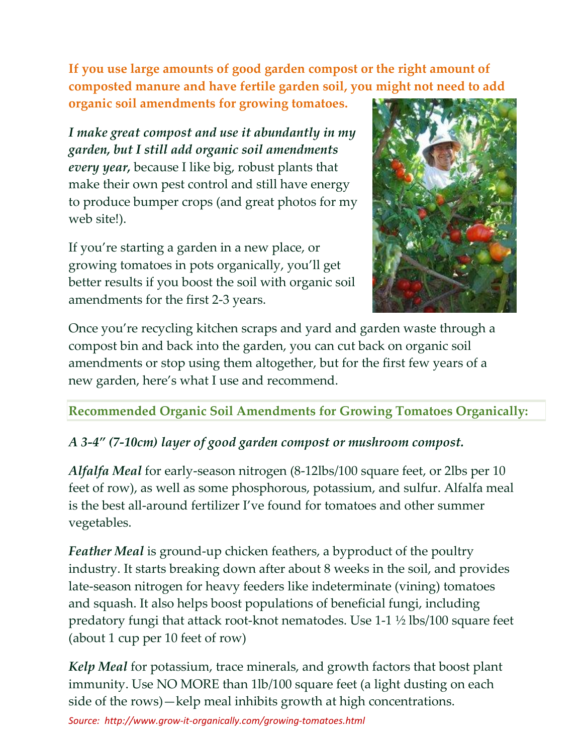**If you use large amounts of good garden compost or the right amount of composted manure and have fertile garden soil, you might not need to add organic soil amendments for growing tomatoes.**

***I make great compost and use it abundantly in my garden, but I still add organic soil amendments every year,*** because I like big, robust plants that make their own pest control and still have energy to produce bumper crops (and great photos for my web site!).

If you're starting a garden in a new place, or growing tomatoes in pots organically, you'll get better results if you boost the soil with organic soil amendments for the first 2-3 years.

Once you're recycling kitchen scraps and yard and garden waste through a compost bin and back into the garden, you can cut back on organic soil amendments or stop using them altogether, but for the first few years of a new garden, here's what I use and recommend.

## Recommended Organic Soil Amendments for Growing Tomatoes Organically:

***A 3-4" (7-10cm) layer of good garden compost or mushroom compost.***

***Alfalfa Meal*** for early-season nitrogen (8-12lbs/100 square feet, or 2lbs per 10 feet of row), as well as some phosphorous, potassium, and sulfur. Alfalfa meal is the best all-around fertilizer I've found for tomatoes and other summer vegetables.

***Feather Meal*** is ground-up chicken feathers, a byproduct of the poultry industry. It starts breaking down after about 8 weeks in the soil, and provides late-season nitrogen for heavy feeders like indeterminate (vining) tomatoes and squash. It also helps boost populations of beneficial fungi, including predatory fungi that attack root-knot nematodes. Use 1-1 ½ lbs/100 square feet (about 1 cup per 10 feet of row)

***Kelp Meal*** for potassium, trace minerals, and growth factors that boost plant immunity. Use NO MORE than 1lb/100 square feet (a light dusting on each side of the rows)—kelp meal inhibits growth at high concentrations.

*Source: http://www.grow-it-organically.com/growing-tomatoes.html*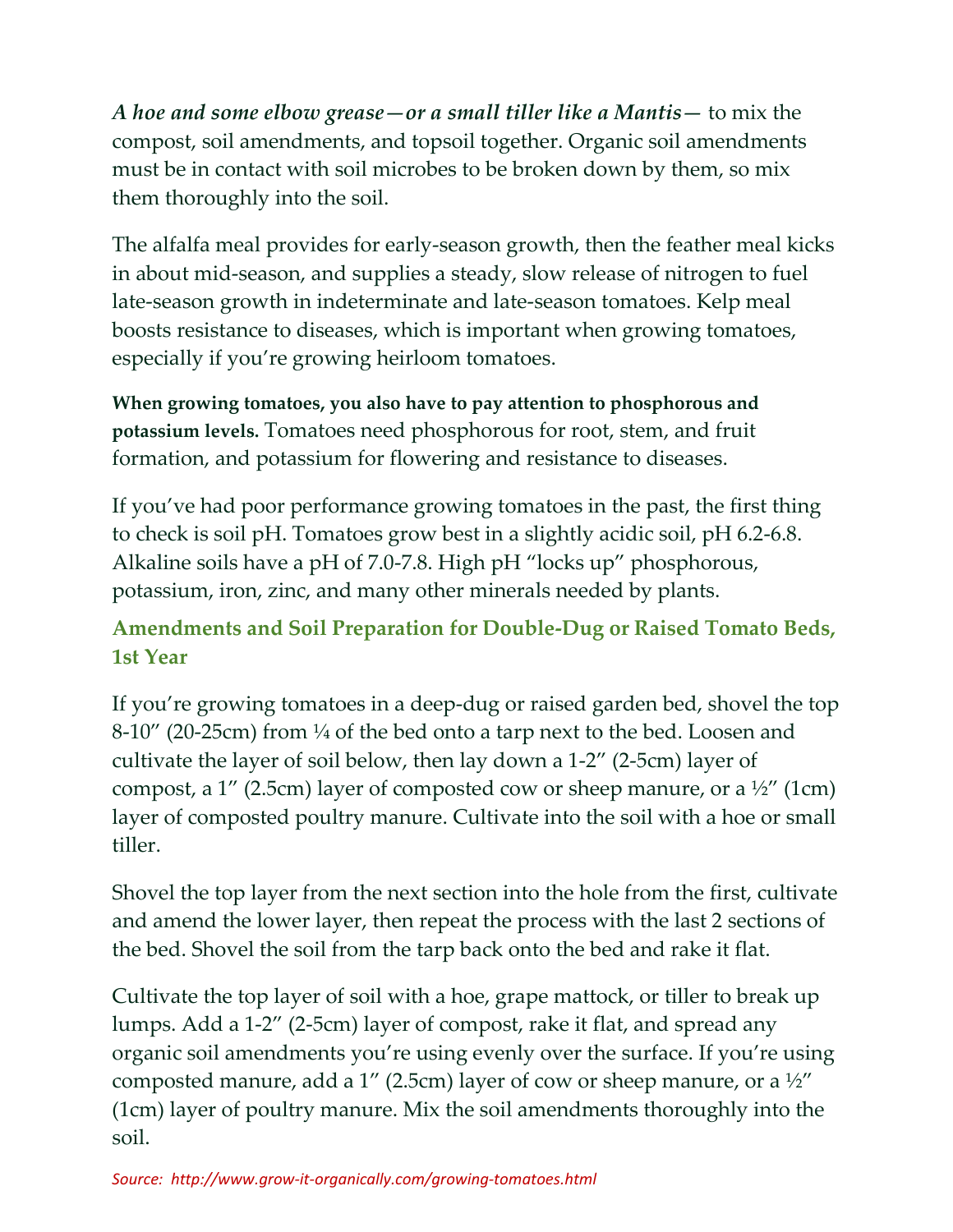***A hoe and some elbow grease—or a small tiller like a Mantis—*** to mix the compost, soil amendments, and topsoil together. Organic soil amendments must be in contact with soil microbes to be broken down by them, so mix them thoroughly into the soil.

The alfalfa meal provides for early-season growth, then the feather meal kicks in about mid-season, and supplies a steady, slow release of nitrogen to fuel late-season growth in indeterminate and late-season tomatoes. Kelp meal boosts resistance to diseases, which is important when growing tomatoes, especially if you're growing heirloom tomatoes.

**When growing tomatoes, you also have to pay attention to phosphorous and potassium levels.** Tomatoes need phosphorous for root, stem, and fruit formation, and potassium for flowering and resistance to diseases.

If you've had poor performance growing tomatoes in the past, the first thing to check is soil pH. Tomatoes grow best in a slightly acidic soil, pH 6.2-6.8. Alkaline soils have a pH of 7.0-7.8. High pH "locks up" phosphorous, potassium, iron, zinc, and many other minerals needed by plants.

## Amendments and Soil Preparation for Double-Dug or Raised Tomato Beds, 1st Year

If you're growing tomatoes in a deep-dug or raised garden bed, shovel the top 8-10" (20-25cm) from ¼ of the bed onto a tarp next to the bed. Loosen and cultivate the layer of soil below, then lay down a 1-2" (2-5cm) layer of compost, a 1" (2.5cm) layer of composted cow or sheep manure, or a ½" (1cm) layer of composted poultry manure. Cultivate into the soil with a hoe or small tiller.

Shovel the top layer from the next section into the hole from the first, cultivate and amend the lower layer, then repeat the process with the last 2 sections of the bed. Shovel the soil from the tarp back onto the bed and rake it flat.

Cultivate the top layer of soil with a hoe, grape mattock, or tiller to break up lumps. Add a 1-2" (2-5cm) layer of compost, rake it flat, and spread any organic soil amendments you're using evenly over the surface. If you're using composted manure, add a 1" (2.5cm) layer of cow or sheep manure, or a ½" (1cm) layer of poultry manure. Mix the soil amendments thoroughly into the soil.

*Source: http://www.grow-it-organically.com/growing-tomatoes.html*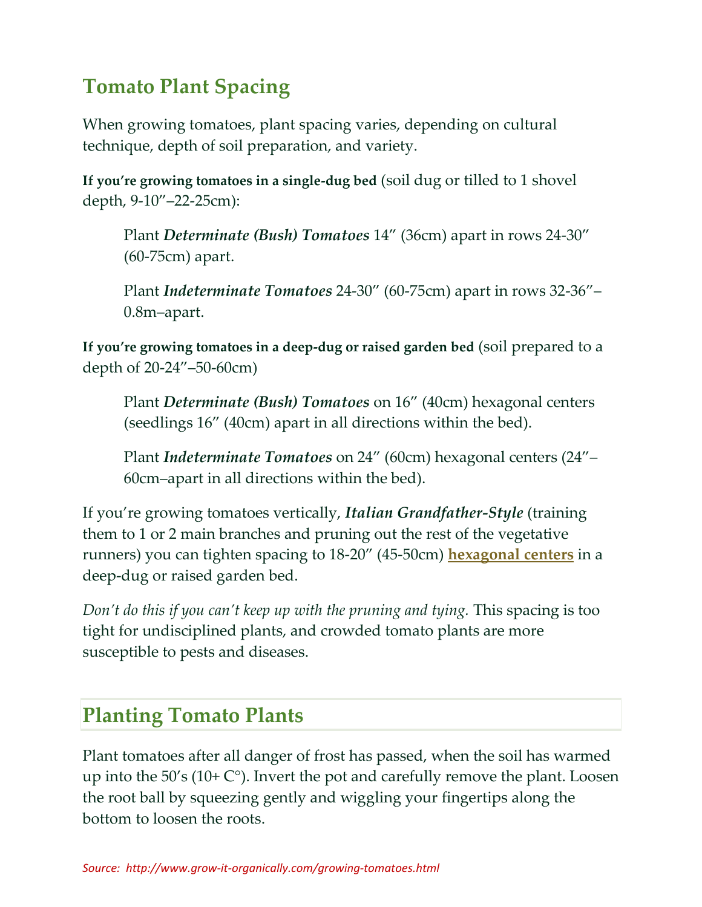## Tomato Plant Spacing

When growing tomatoes, plant spacing varies, depending on cultural technique, depth of soil preparation, and variety.

**If you're growing tomatoes in a single-dug bed** (soil dug or tilled to 1 shovel depth, 9-10"–22-25cm):

> Plant ***Determinate (Bush) Tomatoes*** 14" (36cm) apart in rows 24-30" (60-75cm) apart.
>
> Plant ***Indeterminate Tomatoes*** 24-30" (60-75cm) apart in rows 32-36"–0.8m–apart.

**If you're growing tomatoes in a deep-dug or raised garden bed** (soil prepared to a depth of 20-24"–50-60cm)

> Plant ***Determinate (Bush) Tomatoes*** on 16" (40cm) hexagonal centers (seedlings 16" (40cm) apart in all directions within the bed).
>
> Plant ***Indeterminate Tomatoes*** on 24" (60cm) hexagonal centers (24"–60cm–apart in all directions within the bed).

If you're growing tomatoes vertically, ***Italian Grandfather-Style*** (training them to 1 or 2 main branches and pruning out the rest of the vegetative runners) you can tighten spacing to 18-20" (45-50cm) **hexagonal centers** in a deep-dug or raised garden bed.

*Don't do this if you can't keep up with the pruning and tying.* This spacing is too tight for undisciplined plants, and crowded tomato plants are more susceptible to pests and diseases.

## Planting Tomato Plants

Plant tomatoes after all danger of frost has passed, when the soil has warmed up into the 50's (10+ C°). Invert the pot and carefully remove the plant. Loosen the root ball by squeezing gently and wiggling your fingertips along the bottom to loosen the roots.

*Source: http://www.grow-it-organically.com/growing-tomatoes.html*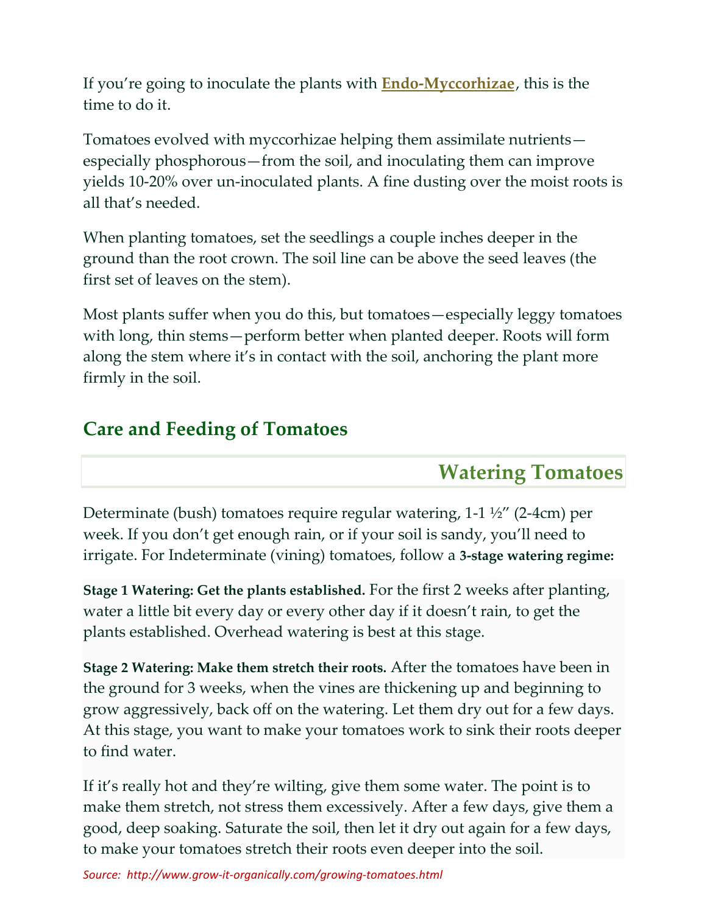If you're going to inoculate the plants with **Endo-Myccorhizae**, this is the time to do it.

Tomatoes evolved with myccorhizae helping them assimilate nutrients—especially phosphorous—from the soil, and inoculating them can improve yields 10-20% over un-inoculated plants. A fine dusting over the moist roots is all that's needed.

When planting tomatoes, set the seedlings a couple inches deeper in the ground than the root crown. The soil line can be above the seed leaves (the first set of leaves on the stem).

Most plants suffer when you do this, but tomatoes—especially leggy tomatoes with long, thin stems—perform better when planted deeper. Roots will form along the stem where it's in contact with the soil, anchoring the plant more firmly in the soil.

## Care and Feeding of Tomatoes

### Watering Tomatoes

Determinate (bush) tomatoes require regular watering, 1-1 ½" (2-4cm) per week. If you don't get enough rain, or if your soil is sandy, you'll need to irrigate. For Indeterminate (vining) tomatoes, follow a **3-stage watering regime:**

**Stage 1 Watering: Get the plants established.** For the first 2 weeks after planting, water a little bit every day or every other day if it doesn't rain, to get the plants established. Overhead watering is best at this stage.

**Stage 2 Watering: Make them stretch their roots.** After the tomatoes have been in the ground for 3 weeks, when the vines are thickening up and beginning to grow aggressively, back off on the watering. Let them dry out for a few days. At this stage, you want to make your tomatoes work to sink their roots deeper to find water.

If it's really hot and they're wilting, give them some water. The point is to make them stretch, not stress them excessively. After a few days, give them a good, deep soaking. Saturate the soil, then let it dry out again for a few days, to make your tomatoes stretch their roots even deeper into the soil.

*Source: http://www.grow-it-organically.com/growing-tomatoes.html*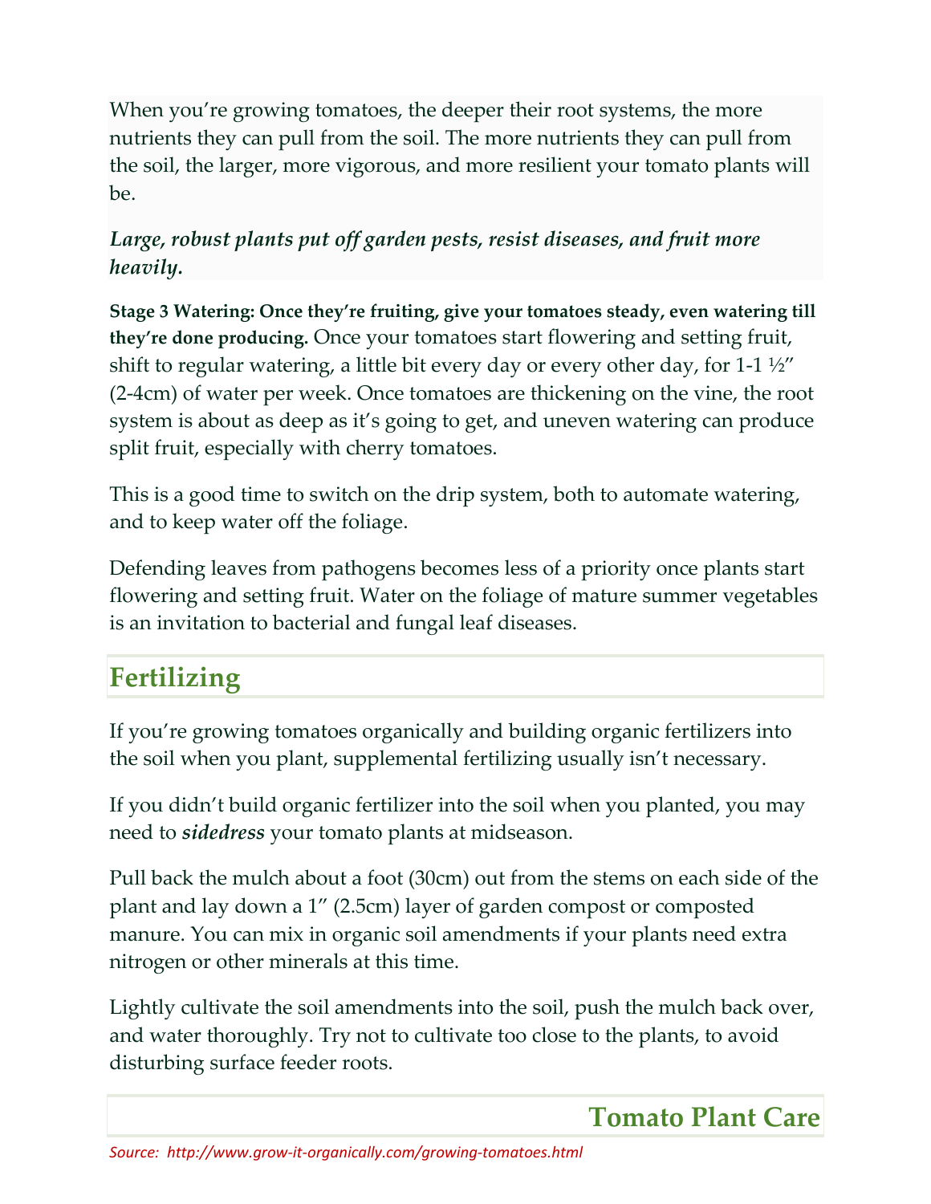When you're growing tomatoes, the deeper their root systems, the more nutrients they can pull from the soil. The more nutrients they can pull from the soil, the larger, more vigorous, and more resilient your tomato plants will be.

***Large, robust plants put off garden pests, resist diseases, and fruit more heavily.***

**Stage 3 Watering: Once they're fruiting, give your tomatoes steady, even watering till they're done producing.** Once your tomatoes start flowering and setting fruit, shift to regular watering, a little bit every day or every other day, for 1-1 ½" (2-4cm) of water per week. Once tomatoes are thickening on the vine, the root system is about as deep as it's going to get, and uneven watering can produce split fruit, especially with cherry tomatoes.

This is a good time to switch on the drip system, both to automate watering, and to keep water off the foliage.

Defending leaves from pathogens becomes less of a priority once plants start flowering and setting fruit. Water on the foliage of mature summer vegetables is an invitation to bacterial and fungal leaf diseases.

## Fertilizing

If you're growing tomatoes organically and building organic fertilizers into the soil when you plant, supplemental fertilizing usually isn't necessary.

If you didn't build organic fertilizer into the soil when you planted, you may need to ***sidedress*** your tomato plants at midseason.

Pull back the mulch about a foot (30cm) out from the stems on each side of the plant and lay down a 1" (2.5cm) layer of garden compost or composted manure. You can mix in organic soil amendments if your plants need extra nitrogen or other minerals at this time.

Lightly cultivate the soil amendments into the soil, push the mulch back over, and water thoroughly. Try not to cultivate too close to the plants, to avoid disturbing surface feeder roots.

*Source: http://www.grow-it-organically.com/growing-tomatoes.html*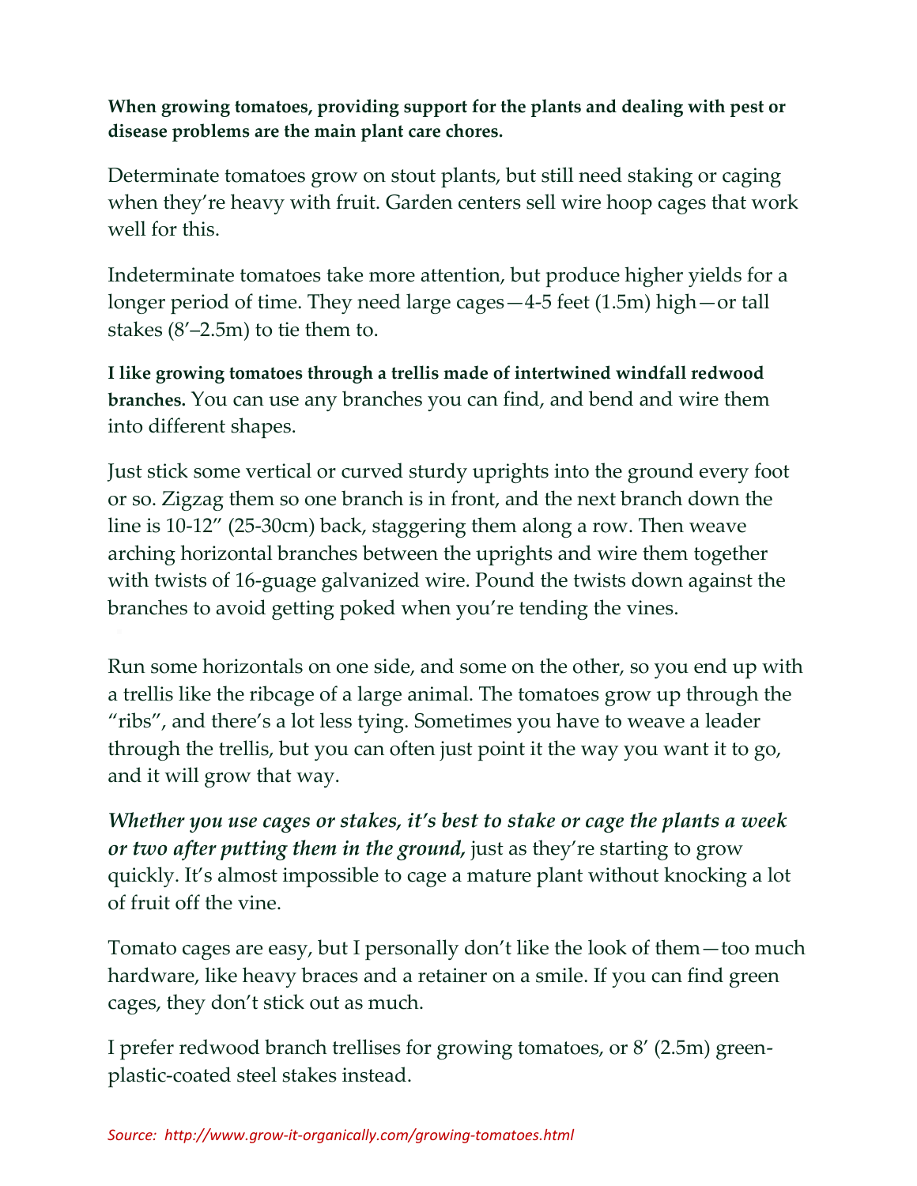**When growing tomatoes, providing support for the plants and dealing with pest or disease problems are the main plant care chores.**

Determinate tomatoes grow on stout plants, but still need staking or caging when they're heavy with fruit. Garden centers sell wire hoop cages that work well for this.

Indeterminate tomatoes take more attention, but produce higher yields for a longer period of time. They need large cages—4-5 feet (1.5m) high—or tall stakes (8'–2.5m) to tie them to.

**I like growing tomatoes through a trellis made of intertwined windfall redwood branches.** You can use any branches you can find, and bend and wire them into different shapes.

Just stick some vertical or curved sturdy uprights into the ground every foot or so. Zigzag them so one branch is in front, and the next branch down the line is 10-12" (25-30cm) back, staggering them along a row. Then weave arching horizontal branches between the uprights and wire them together with twists of 16-guage galvanized wire. Pound the twists down against the branches to avoid getting poked when you're tending the vines.

Run some horizontals on one side, and some on the other, so you end up with a trellis like the ribcage of a large animal. The tomatoes grow up through the "ribs", and there's a lot less tying. Sometimes you have to weave a leader through the trellis, but you can often just point it the way you want it to go, and it will grow that way.

***Whether you use cages or stakes, it's best to stake or cage the plants a week or two after putting them in the ground,*** just as they're starting to grow quickly. It's almost impossible to cage a mature plant without knocking a lot of fruit off the vine.

Tomato cages are easy, but I personally don't like the look of them—too much hardware, like heavy braces and a retainer on a smile. If you can find green cages, they don't stick out as much.

I prefer redwood branch trellises for growing tomatoes, or 8' (2.5m) green-plastic-coated steel stakes instead.

*Source: http://www.grow-it-organically.com/growing-tomatoes.html*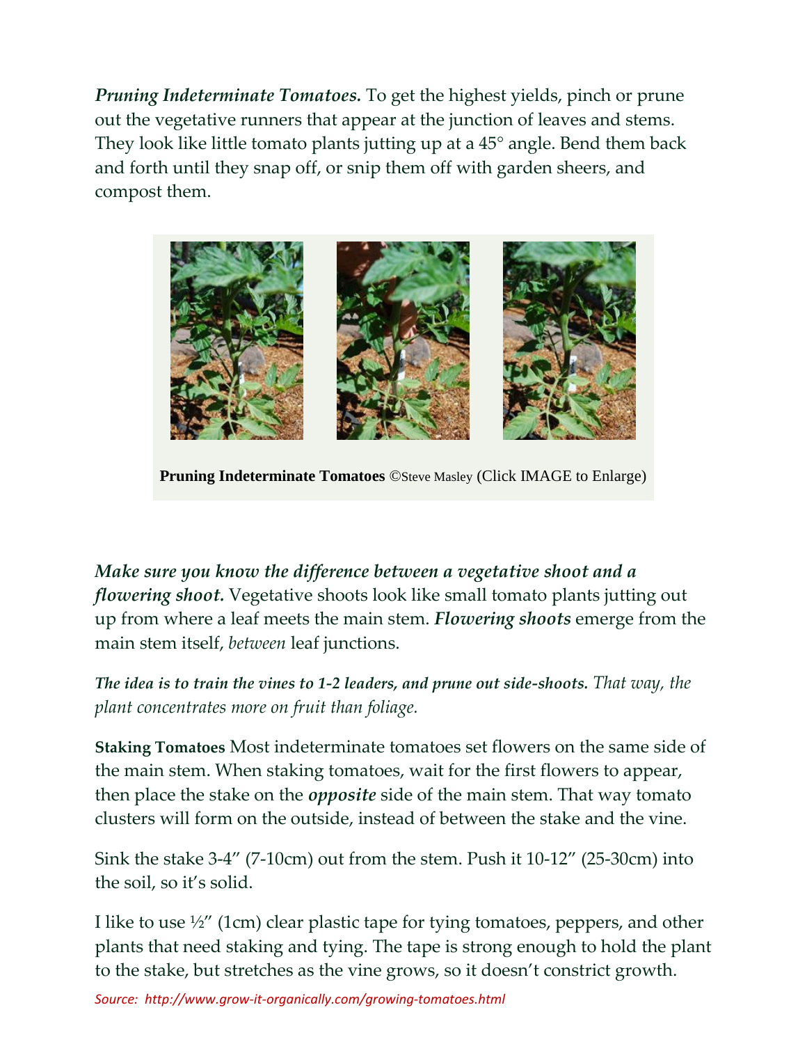***Pruning Indeterminate Tomatoes.*** To get the highest yields, pinch or prune out the vegetative runners that appear at the junction of leaves and stems. They look like little tomato plants jutting up at a 45° angle. Bend them back and forth until they snap off, or snip them off with garden sheers, and compost them.

**Pruning Indeterminate Tomatoes** ©Steve Masley (Click IMAGE to Enlarge)

***Make sure you know the difference between a vegetative shoot and a flowering shoot.*** Vegetative shoots look like small tomato plants jutting out up from where a leaf meets the main stem. ***Flowering shoots*** emerge from the main stem itself, *between* leaf junctions.

***The idea is to train the vines to 1-2 leaders, and prune out side-shoots.*** *That way, the plant concentrates more on fruit than foliage.*

**Staking Tomatoes** Most indeterminate tomatoes set flowers on the same side of the main stem. When staking tomatoes, wait for the first flowers to appear, then place the stake on the ***opposite*** side of the main stem. That way tomato clusters will form on the outside, instead of between the stake and the vine.

Sink the stake 3-4" (7-10cm) out from the stem. Push it 10-12" (25-30cm) into the soil, so it's solid.

I like to use ½" (1cm) clear plastic tape for tying tomatoes, peppers, and other plants that need staking and tying. The tape is strong enough to hold the plant to the stake, but stretches as the vine grows, so it doesn't constrict growth.

*Source: http://www.grow-it-organically.com/growing-tomatoes.html*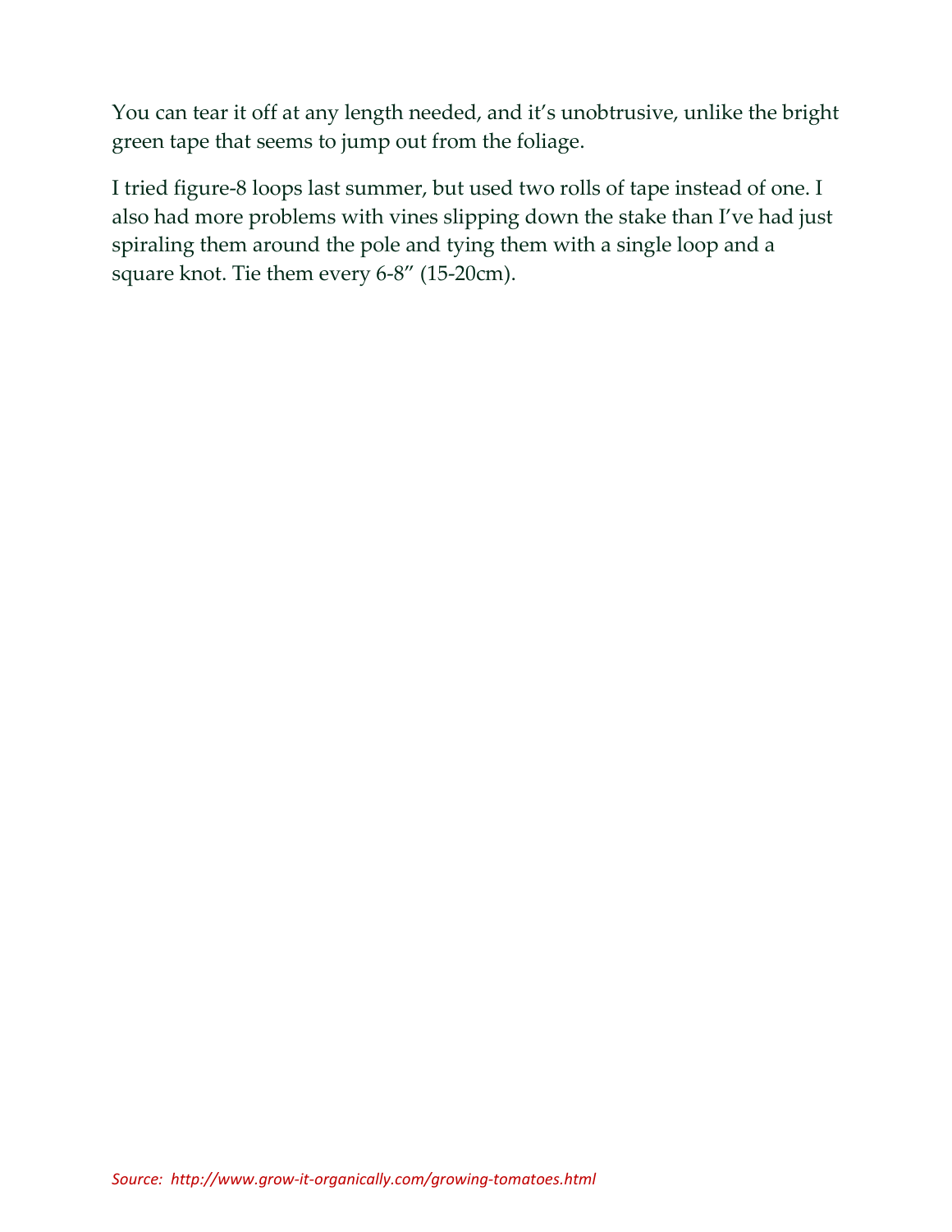You can tear it off at any length needed, and it's unobtrusive, unlike the bright green tape that seems to jump out from the foliage.

I tried figure-8 loops last summer, but used two rolls of tape instead of one. I also had more problems with vines slipping down the stake than I've had just spiraling them around the pole and tying them with a single loop and a square knot. Tie them every 6-8" (15-20cm).

*Source: http://www.grow-it-organically.com/growing-tomatoes.html*